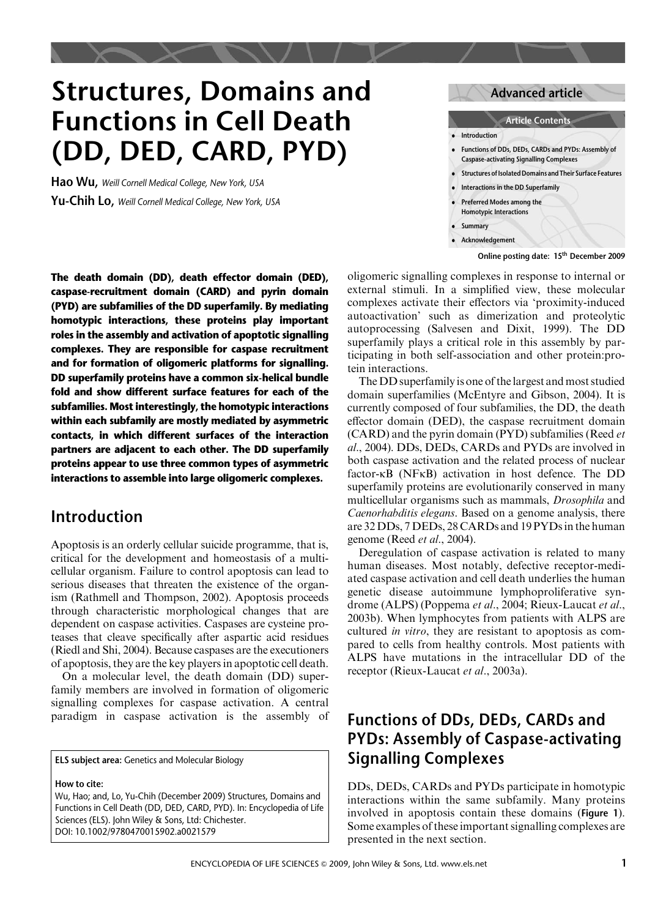# Structures, Domains and Functions in Cell Death (DD, DED, CARD, PYD)

**Hao Wu,** *Weill Cornell Medical College, New York, USA*

**Yu-Chih Lo,** *Weill Cornell Medical College, New York, USA*

**Advanced article**

**Article Contents**

- Introduction
- Functions of DDs, DEDs, CARDs and PYDs: Assembly of Caspase-activating Signalling Complexes
- Structures of Isolated Domains and Their Surface Features
- Interactions in the DD Superfamily
- Preferred Modes among the Homotypic Interactions
- Summary
- Acknowledgement

Online posting date: 15th December 2009

**The death domain (DD), death effector domain (DED), caspase-recruitment domain (CARD) and pyrin domain (PYD) are subfamilies of the DD superfamily. By mediating homotypic interactions, these proteins play important roles in the assembly and activation of apoptotic signalling complexes. They are responsible for caspase recruitment and for formation of oligomeric platforms for signalling. DD superfamily proteins have a common six-helical bundle fold and show different surface features for each of the subfamilies. Most interestingly, the homotypic interactions within each subfamily are mostly mediated by asymmetric contacts, in which different surfaces of the interaction partners are adjacent to each other. The DD superfamily proteins appear to use three common types of asymmetric interactions to assemble into large oligomeric complexes.**

## Introduction

Apoptosis is an orderly cellular suicide programme, that is, critical for the development and homeostasis of a multicellular organism. Failure to control apoptosis can lead to serious diseases that threaten the existence of the organism (Rathmell and Thompson, 2002). Apoptosis proceeds through characteristic morphological changes that are dependent on caspase activities. Caspases are cysteine proteases that cleave specifically after aspartic acid residues (Riedl and Shi, 2004). Because caspases are the executioners of apoptosis, they are the key players in apoptotic cell death.

On a molecular level, the death domain (DD) superfamily members are involved in formation of oligomeric signalling complexes for caspase activation. A central paradigm in caspase activation is the assembly of oligomeric signalling complexes in response to internal or external stimuli. In a simplified view, these molecular complexes activate their effectors via 'proximity-induced autoactivation' such as dimerization and proteolytic autoprocessing (Salvesen and Dixit, 1999). The DD superfamily plays a critical role in this assembly by participating in both self-association and other protein:protein interactions.

The DD superfamily is one of the largest and most studied domain superfamilies (McEntyre and Gibson, 2004). It is currently composed of four subfamilies, the DD, the death effector domain (DED), the caspase recruitment domain (CARD) and the pyrin domain (PYD) subfamilies (Reed *et al*., 2004). DDs, DEDs, CARDs and PYDs are involved in both caspase activation and the related process of nuclear factor-κB (NFκB) activation in host defence. The DD superfamily proteins are evolutionarily conserved in many multicellular organisms such as mammals, *Drosophila* and *Caenorhabditis elegans*. Based on a genome analysis, there are 32 DDs, 7 DEDs, 28 CARDs and 19 PYDs in the human genome (Reed *et al*., 2004).

Deregulation of caspase activation is related to many human diseases. Most notably, defective receptor-mediated caspase activation and cell death underlies the human genetic disease autoimmune lymphoproliferative syndrome (ALPS) (Poppema *et al*., 2004; Rieux-Laucat *et al*., 2003b). When lymphocytes from patients with ALPS are cultured *in vitro*, they are resistant to apoptosis as compared to cells from healthy controls. Most patients with ALPS have mutations in the intracellular DD of the receptor (Rieux-Laucat *et al*., 2003a).

## Functions of DDs, DEDs, CARDs and PYDs: Assembly of Caspase-activating Signalling Complexes

DDs, DEDs, CARDs and PYDs participate in homotypic interactions within the same subfamily. Many proteins involved in apoptosis contain these domains (Figure 1). Some examples of these important signalling complexes are presented in the next section.

**ELS subject area:** Genetics and Molecular Biology

**How to cite:**
Wu, Hao; and, Lo, Yu-Chih (December 2009) Structures, Domains and Functions in Cell Death (DD, DED, CARD, PYD). In: Encyclopedia of Life Sciences (ELS). John Wiley & Sons, Ltd: Chichester.
DOI: 10.1002/9780470015902.a0021579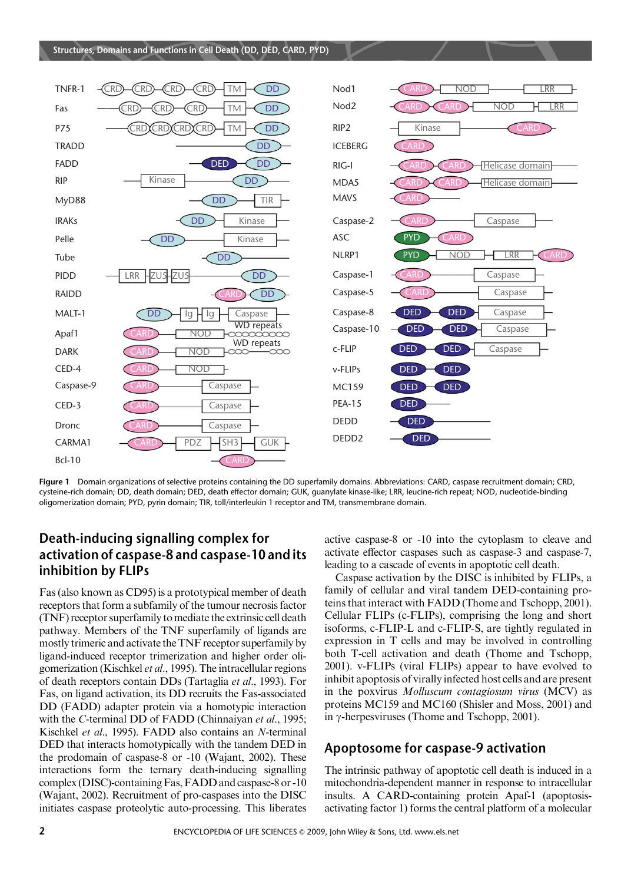Figure 1 Domain organizations of selective proteins containing the DD superfamily domains. Abbreviations: CARD, caspase recruitment domain; CRD, cysteine-rich domain; DD, death domain; DED, death effector domain; GUK, guanylate kinase-like; LRR, leucine-rich repeat; NOD, nucleotide-binding oligomerization domain; PYD, pyrin domain; TIR, toll/interleukin 1 receptor and TM, transmembrane domain.

## Death-inducing signalling complex for activation of caspase-8 and caspase-10 and its inhibition by FLIPs

Fas (also known as CD95) is a prototypical member of death receptors that form a subfamily of the tumour necrosis factor (TNF) receptor superfamily to mediate the extrinsic cell death pathway. Members of the TNF superfamily of ligands are mostly trimeric and activate the TNF receptor superfamily by ligand-induced receptor trimerization and higher order oligomerization (Kischkel *et al*., 1995). The intracellular regions of death receptors contain DDs (Tartaglia *et al*., 1993). For Fas, on ligand activation, its DD recruits the Fas-associated DD (FADD) adapter protein via a homotypic interaction with the *C*-terminal DD of FADD (Chinnaiyan *et al*., 1995; Kischkel *et al*., 1995). FADD also contains an *N*-terminal DED that interacts homotypically with the tandem DED in the prodomain of caspase-8 or -10 (Wajant, 2002). These interactions form the ternary death-inducing signalling complex (DISC)-containing Fas, FADD and caspase-8 or -10 (Wajant, 2002). Recruitment of pro-caspases into the DISC initiates caspase proteolytic auto-processing. This liberates active caspase-8 or -10 into the cytoplasm to cleave and activate effector caspases such as caspase-3 and caspase-7, leading to a cascade of events in apoptotic cell death.

Caspase activation by the DISC is inhibited by FLIPs, a family of cellular and viral tandem DED-containing proteins that interact with FADD (Thome and Tschopp, 2001). Cellular FLIPs (c-FLIPs), comprising the long and short isoforms, c-FLIP-L and c-FLIP-S, are tightly regulated in expression in T cells and may be involved in controlling both T-cell activation and death (Thome and Tschopp, 2001). v-FLIPs (viral FLIPs) appear to have evolved to inhibit apoptosis of virally infected host cells and are present in the poxvirus *Molluscum contagiosum virus* (MCV) as proteins MC159 and MC160 (Shisler and Moss, 2001) and in γ-herpesviruses (Thome and Tschopp, 2001).

## Apoptosome for caspase-9 activation

The intrinsic pathway of apoptotic cell death is induced in a mitochondria-dependent manner in response to intracellular insults. A CARD-containing protein Apaf-1 (apoptosis-activating factor 1) forms the central platform of a molecular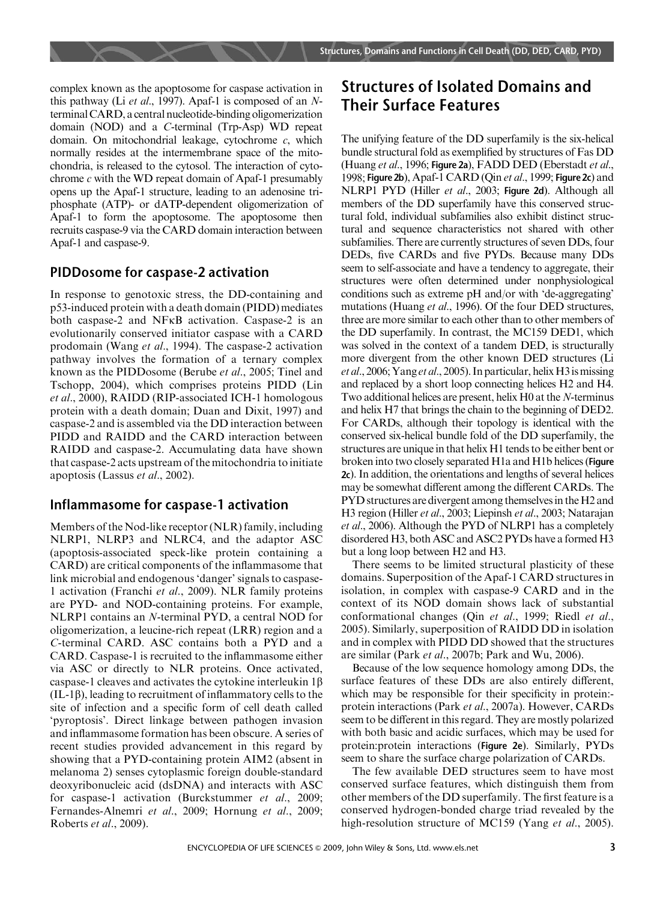complex known as the apoptosome for caspase activation in this pathway (Li *et al*., 1997). Apaf-1 is composed of an *N*-terminal CARD, a central nucleotide-binding oligomerization domain (NOD) and a *C*-terminal (Trp-Asp) WD repeat domain. On mitochondrial leakage, cytochrome *c*, which normally resides at the intermembrane space of the mitochondria, is released to the cytosol. The interaction of cytochrome *c* with the WD repeat domain of Apaf-1 presumably opens up the Apaf-1 structure, leading to an adenosine triphosphate (ATP)- or dATP-dependent oligomerization of Apaf-1 to form the apoptosome. The apoptosome then recruits caspase-9 via the CARD domain interaction between Apaf-1 and caspase-9.

### PIDDosome for caspase-2 activation

In response to genotoxic stress, the DD-containing and p53-induced protein with a death domain (PIDD) mediates both caspase-2 and NFκB activation. Caspase-2 is an evolutionarily conserved initiator caspase with a CARD prodomain (Wang *et al*., 1994). The caspase-2 activation pathway involves the formation of a ternary complex known as the PIDDosome (Berube *et al*., 2005; Tinel and Tschopp, 2004), which comprises proteins PIDD (Lin *et al*., 2000), RAIDD (RIP-associated ICH-1 homologous protein with a death domain; Duan and Dixit, 1997) and caspase-2 and is assembled via the DD interaction between PIDD and RAIDD and the CARD interaction between RAIDD and caspase-2. Accumulating data have shown that caspase-2 acts upstream of the mitochondria to initiate apoptosis (Lassus *et al*., 2002).

### Inflammasome for caspase-1 activation

Members of the Nod-like receptor (NLR) family, including NLRP1, NLRP3 and NLRC4, and the adaptor ASC (apoptosis-associated speck-like protein containing a CARD) are critical components of the inflammasome that link microbial and endogenous 'danger' signals to caspase-1 activation (Franchi *et al*., 2009). NLR family proteins are PYD- and NOD-containing proteins. For example, NLRP1 contains an *N*-terminal PYD, a central NOD for oligomerization, a leucine-rich repeat (LRR) region and a *C*-terminal CARD. ASC contains both a PYD and a CARD. Caspase-1 is recruited to the inflammasome either via ASC or directly to NLR proteins. Once activated, caspase-1 cleaves and activates the cytokine interleukin 1β (IL-1β), leading to recruitment of inflammatory cells to the site of infection and a specific form of cell death called 'pyroptosis'. Direct linkage between pathogen invasion and inflammasome formation has been obscure. A series of recent studies provided advancement in this regard by showing that a PYD-containing protein AIM2 (absent in melanoma 2) senses cytoplasmic foreign double-standard deoxyribonucleic acid (dsDNA) and interacts with ASC for caspase-1 activation (Burckstummer *et al*., 2009; Fernandes-Alnemri *et al*., 2009; Hornung *et al*., 2009; Roberts *et al*., 2009).

## Structures of Isolated Domains and Their Surface Features

The unifying feature of the DD superfamily is the six-helical bundle structural fold as exemplified by structures of Fas DD (Huang *et al*., 1996; **Figure 2a**), FADD DED (Eberstadt *et al*., 1998; **Figure 2b**), Apaf-1 CARD (Qin *et al*., 1999; **Figure 2c**) and NLRP1 PYD (Hiller *et al*., 2003; **Figure 2d**). Although all members of the DD superfamily have this conserved structural fold, individual subfamilies also exhibit distinct structural and sequence characteristics not shared with other subfamilies. There are currently structures of seven DDs, four DEDs, five CARDs and five PYDs. Because many DDs seem to self-associate and have a tendency to aggregate, their structures were often determined under nonphysiological conditions such as extreme pH and/or with 'de-aggregating' mutations (Huang *et al*., 1996). Of the four DED structures, three are more similar to each other than to other members of the DD superfamily. In contrast, the MC159 DED1, which was solved in the context of a tandem DED, is structurally more divergent from the other known DED structures (Li *et al*., 2006; Yang *et al*., 2005). In particular, helix H3 is missing and replaced by a short loop connecting helices H2 and H4. Two additional helices are present, helix H0 at the *N*-terminus and helix H7 that brings the chain to the beginning of DED2. For CARDs, although their topology is identical with the conserved six-helical bundle fold of the DD superfamily, the structures are unique in that helix H1 tends to be either bent or broken into two closely separated H1a and H1b helices (**Figure 2c**). In addition, the orientations and lengths of several helices may be somewhat different among the different CARDs. The PYD structures are divergent among themselves in the H2 and H3 region (Hiller *et al*., 2003; Liepinsh *et al*., 2003; Natarajan *et al*., 2006). Although the PYD of NLRP1 has a completely disordered H3, both ASC and ASC2 PYDs have a formed H3 but a long loop between H2 and H3.

There seems to be limited structural plasticity of these domains. Superposition of the Apaf-1 CARD structures in isolation, in complex with caspase-9 CARD and in the context of its NOD domain shows lack of substantial conformational changes (Qin *et al*., 1999; Riedl *et al*., 2005). Similarly, superposition of RAIDD DD in isolation and in complex with PIDD DD showed that the structures are similar (Park *et al*., 2007b; Park and Wu, 2006).

Because of the low sequence homology among DDs, the surface features of these DDs are also entirely different, which may be responsible for their specificity in protein:protein interactions (Park *et al*., 2007a). However, CARDs seem to be different in this regard. They are mostly polarized with both basic and acidic surfaces, which may be used for protein:protein interactions (**Figure 2e**). Similarly, PYDs seem to share the surface charge polarization of CARDs.

The few available DED structures seem to have most conserved surface features, which distinguish them from other members of the DD superfamily. The first feature is a conserved hydrogen-bonded charge triad revealed by the high-resolution structure of MC159 (Yang *et al*., 2005).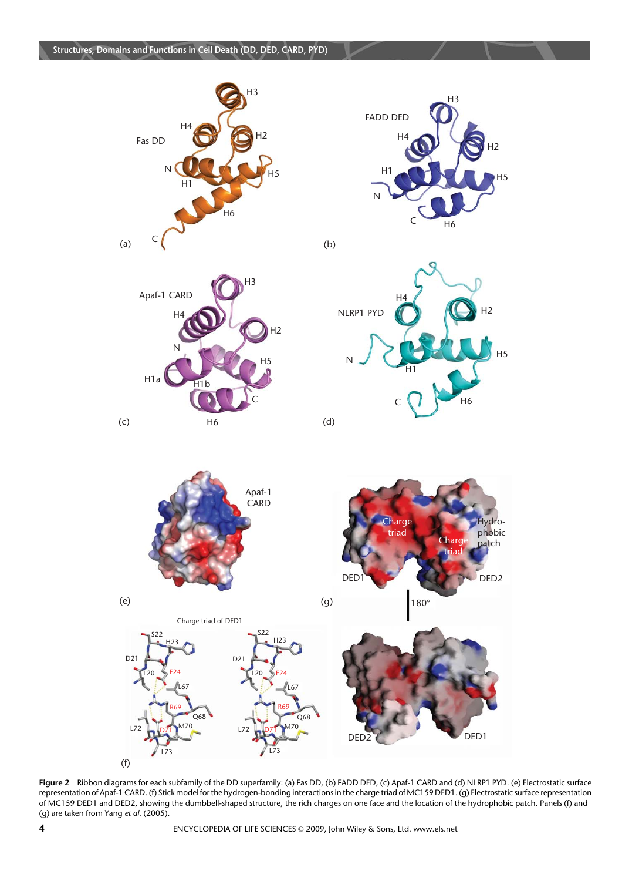**Figure 2** Ribbon diagrams for each subfamily of the DD superfamily: (a) Fas DD, (b) FADD DED, (c) Apaf-1 CARD and (d) NLRP1 PYD. (e) Electrostatic surface representation of Apaf-1 CARD. (f) Stick model for the hydrogen-bonding interactions in the charge triad of MC159 DED1. (g) Electrostatic surface representation of MC159 DED1 and DED2, showing the dumbbell-shaped structure, the rich charges on one face and the location of the hydrophobic patch. Panels (f) and (g) are taken from Yang *et al.* (2005).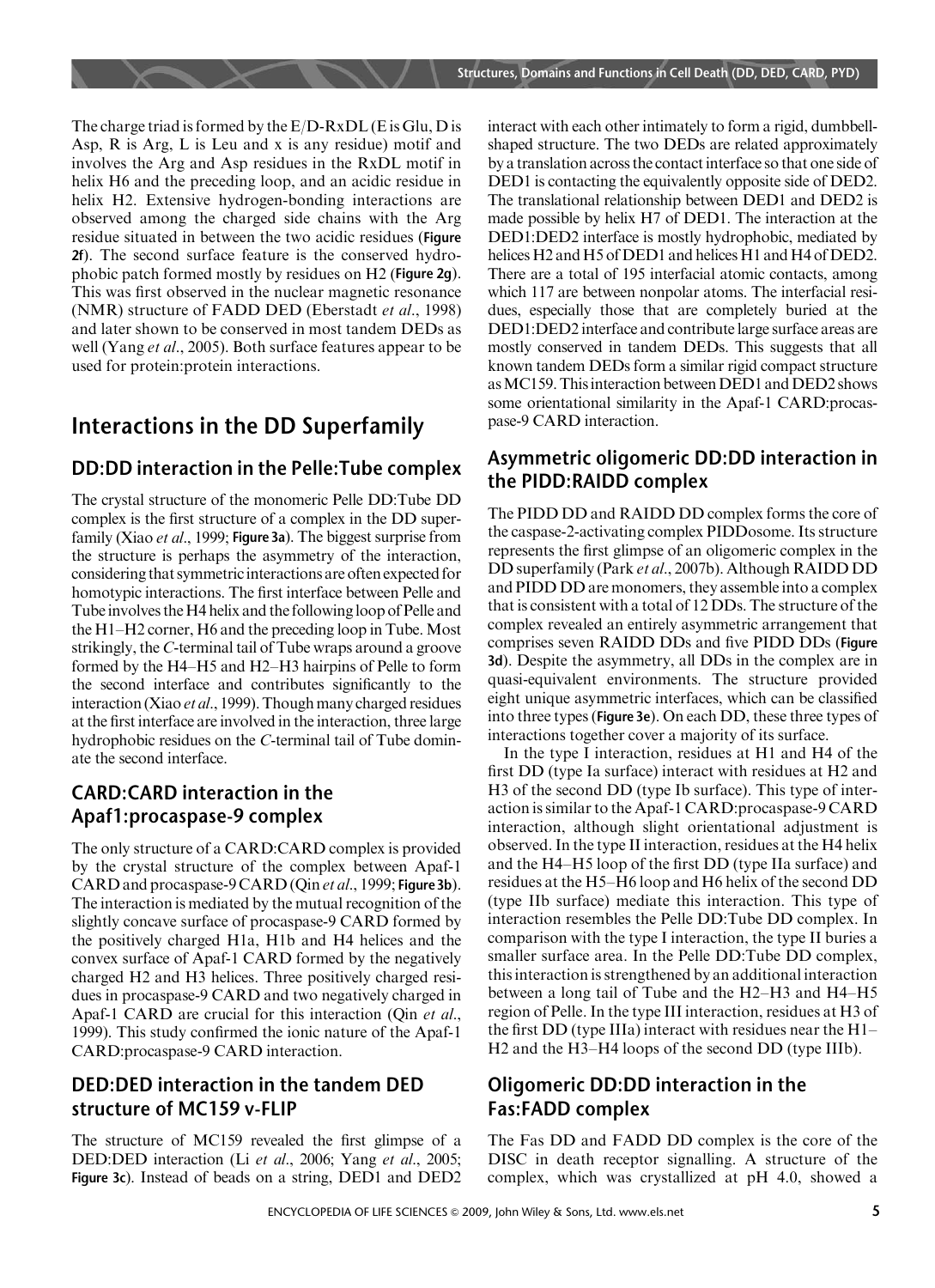The charge triad is formed by the E/D-RxDL (E is Glu, D is Asp, R is Arg, L is Leu and x is any residue) motif and involves the Arg and Asp residues in the RxDL motif in helix H6 and the preceding loop, and an acidic residue in helix H2. Extensive hydrogen-bonding interactions are observed among the charged side chains with the Arg residue situated in between the two acidic residues (**Figure 2f**). The second surface feature is the conserved hydrophobic patch formed mostly by residues on H2 (**Figure 2g**). This was first observed in the nuclear magnetic resonance (NMR) structure of FADD DED (Eberstadt *et al*., 1998) and later shown to be conserved in most tandem DEDs as well (Yang *et al*., 2005). Both surface features appear to be used for protein:protein interactions.

## Interactions in the DD Superfamily

### DD:DD interaction in the Pelle:Tube complex

The crystal structure of the monomeric Pelle DD:Tube DD complex is the first structure of a complex in the DD superfamily (Xiao *et al*., 1999; **Figure 3a**). The biggest surprise from the structure is perhaps the asymmetry of the interaction, considering that symmetric interactions are often expected for homotypic interactions. The first interface between Pelle and Tube involves the H4 helix and the following loop of Pelle and the H1–H2 corner, H6 and the preceding loop in Tube. Most strikingly, the *C*-terminal tail of Tube wraps around a groove formed by the H4–H5 and H2–H3 hairpins of Pelle to form the second interface and contributes significantly to the interaction (Xiao *et al*., 1999). Though many charged residues at the first interface are involved in the interaction, three large hydrophobic residues on the *C*-terminal tail of Tube dominate the second interface.

### CARD:CARD interaction in the Apaf1:procaspase-9 complex

The only structure of a CARD:CARD complex is provided by the crystal structure of the complex between Apaf-1 CARD and procaspase-9 CARD (Qin *et al*., 1999; **Figure 3b**). The interaction is mediated by the mutual recognition of the slightly concave surface of procaspase-9 CARD formed by the positively charged H1a, H1b and H4 helices and the convex surface of Apaf-1 CARD formed by the negatively charged H2 and H3 helices. Three positively charged residues in procaspase-9 CARD and two negatively charged in Apaf-1 CARD are crucial for this interaction (Qin *et al*., 1999). This study confirmed the ionic nature of the Apaf-1 CARD:procaspase-9 CARD interaction.

### DED:DED interaction in the tandem DED structure of MC159 v-FLIP

The structure of MC159 revealed the first glimpse of a DED:DED interaction (Li *et al*., 2006; Yang *et al*., 2005; **Figure 3c**). Instead of beads on a string, DED1 and DED2 interact with each other intimately to form a rigid, dumbbell-shaped structure. The two DEDs are related approximately by a translation across the contact interface so that one side of DED1 is contacting the equivalently opposite side of DED2. The translational relationship between DED1 and DED2 is made possible by helix H7 of DED1. The interaction at the DED1:DED2 interface is mostly hydrophobic, mediated by helices H2 and H5 of DED1 and helices H1 and H4 of DED2. There are a total of 195 interfacial atomic contacts, among which 117 are between nonpolar atoms. The interfacial residues, especially those that are completely buried at the DED1:DED2 interface and contribute large surface areas are mostly conserved in tandem DEDs. This suggests that all known tandem DEDs form a similar rigid compact structure as MC159. This interaction between DED1 and DED2 shows some orientational similarity in the Apaf-1 CARD:procaspase-9 CARD interaction.

### Asymmetric oligomeric DD:DD interaction in the PIDD:RAIDD complex

The PIDD DD and RAIDD DD complex forms the core of the caspase-2-activating complex PIDDosome. Its structure represents the first glimpse of an oligomeric complex in the DD superfamily (Park *et al*., 2007b). Although RAIDD DD and PIDD DD are monomers, they assemble into a complex that is consistent with a total of 12 DDs. The structure of the complex revealed an entirely asymmetric arrangement that comprises seven RAIDD DDs and five PIDD DDs (**Figure 3d**). Despite the asymmetry, all DDs in the complex are in quasi-equivalent environments. The structure provided eight unique asymmetric interfaces, which can be classified into three types (**Figure 3e**). On each DD, these three types of interactions together cover a majority of its surface.

In the type I interaction, residues at H1 and H4 of the first DD (type Ia surface) interact with residues at H2 and H3 of the second DD (type Ib surface). This type of interaction is similar to the Apaf-1 CARD:procaspase-9 CARD interaction, although slight orientational adjustment is observed. In the type II interaction, residues at the H4 helix and the H4–H5 loop of the first DD (type IIa surface) and residues at the H5–H6 loop and H6 helix of the second DD (type IIb surface) mediate this interaction. This type of interaction resembles the Pelle DD:Tube DD complex. In comparison with the type I interaction, the type II buries a smaller surface area. In the Pelle DD:Tube DD complex, this interaction is strengthened by an additional interaction between a long tail of Tube and the H2–H3 and H4–H5 region of Pelle. In the type III interaction, residues at H3 of the first DD (type IIIa) interact with residues near the H1–H2 and the H3–H4 loops of the second DD (type IIIb).

### Oligomeric DD:DD interaction in the Fas:FADD complex

The Fas DD and FADD DD complex is the core of the DISC in death receptor signalling. A structure of the complex, which was crystallized at pH 4.0, showed a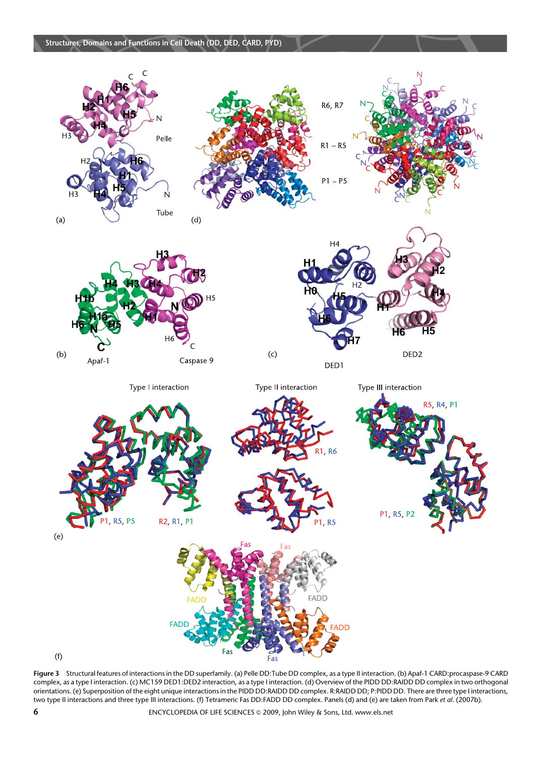**Figure 3** Structural features of interactions in the DD superfamily. (a) Pelle DD:Tube DD complex, as a type II interaction. (b) Apaf-1 CARD:procaspase-9 CARD complex, as a type I interaction. (c) MC159 DED1:DED2 interaction, as a type I interaction. (d) Overview of the PIDD DD:RAIDD DD complex in two orthogonal orientations. (e) Superposition of the eight unique interactions in the PIDD DD:RAIDD DD complex. R:RAIDD DD; P:PIDD DD. There are three type I interactions, two type II interactions and three type III interactions. (f) Tetrameric Fas DD:FADD DD complex. Panels (d) and (e) are taken from Park *et al.* (2007b).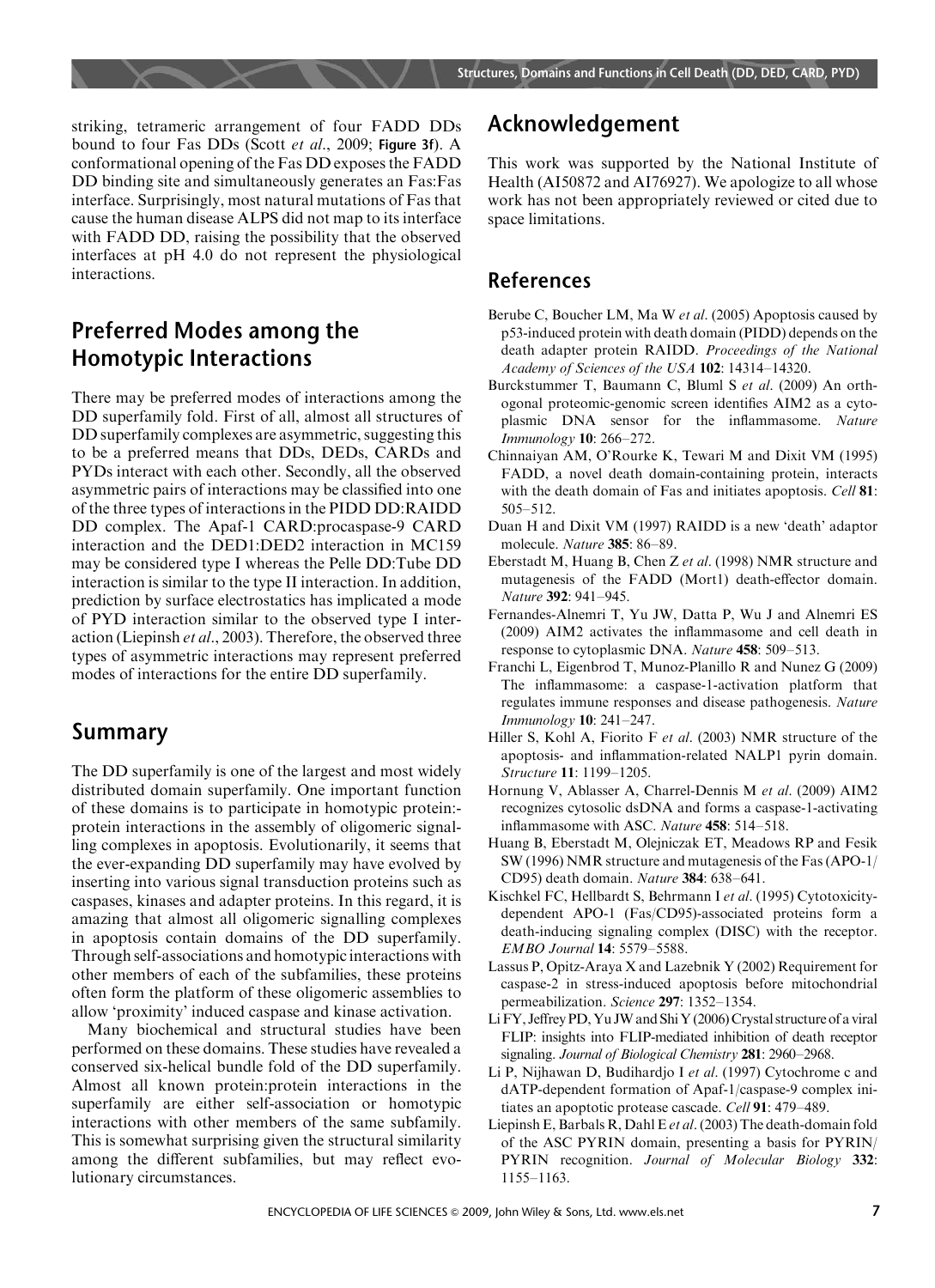striking, tetrameric arrangement of four FADD DDs bound to four Fas DDs (Scott *et al*., 2009; **Figure 3f**). A conformational opening of the Fas DD exposes the FADD DD binding site and simultaneously generates an Fas:Fas interface. Surprisingly, most natural mutations of Fas that cause the human disease ALPS did not map to its interface with FADD DD, raising the possibility that the observed interfaces at pH 4.0 do not represent the physiological interactions.

## Preferred Modes among the Homotypic Interactions

There may be preferred modes of interactions among the DD superfamily fold. First of all, almost all structures of DD superfamily complexes are asymmetric, suggesting this to be a preferred means that DDs, DEDs, CARDs and PYDs interact with each other. Secondly, all the observed asymmetric pairs of interactions may be classified into one of the three types of interactions in the PIDD DD:RAIDD DD complex. The Apaf-1 CARD:procaspase-9 CARD interaction and the DED1:DED2 interaction in MC159 may be considered type I whereas the Pelle DD:Tube DD interaction is similar to the type II interaction. In addition, prediction by surface electrostatics has implicated a mode of PYD interaction similar to the observed type I interaction (Liepinsh *et al*., 2003). Therefore, the observed three types of asymmetric interactions may represent preferred modes of interactions for the entire DD superfamily.

## Summary

The DD superfamily is one of the largest and most widely distributed domain superfamily. One important function of these domains is to participate in homotypic protein:-protein interactions in the assembly of oligomeric signalling complexes in apoptosis. Evolutionarily, it seems that the ever-expanding DD superfamily may have evolved by inserting into various signal transduction proteins such as caspases, kinases and adapter proteins. In this regard, it is amazing that almost all oligomeric signalling complexes in apoptosis contain domains of the DD superfamily. Through self-associations and homotypic interactions with other members of each of the subfamilies, these proteins often form the platform of these oligomeric assemblies to allow 'proximity' induced caspase and kinase activation.

Many biochemical and structural studies have been performed on these domains. These studies have revealed a conserved six-helical bundle fold of the DD superfamily. Almost all known protein:protein interactions in the superfamily are either self-association or homotypic interactions with other members of the same subfamily. This is somewhat surprising given the structural similarity among the different subfamilies, but may reflect evolutionary circumstances.

## Acknowledgement

This work was supported by the National Institute of Health (AI50872 and AI76927). We apologize to all whose work has not been appropriately reviewed or cited due to space limitations.

## References

Berube C, Boucher LM, Ma W *et al*. (2005) Apoptosis caused by p53-induced protein with death domain (PIDD) depends on the death adapter protein RAIDD. *Proceedings of the National Academy of Sciences of the USA* **102**: 14314–14320.

Burckstummer T, Baumann C, Bluml S *et al*. (2009) An orthogonal proteomic-genomic screen identifies AIM2 as a cytoplasmic DNA sensor for the inflammasome. *Nature Immunology* **10**: 266–272.

Chinnaiyan AM, O'Rourke K, Tewari M and Dixit VM (1995) FADD, a novel death domain-containing protein, interacts with the death domain of Fas and initiates apoptosis. *Cell* **81**: 505–512.

Duan H and Dixit VM (1997) RAIDD is a new 'death' adaptor molecule. *Nature* **385**: 86–89.

Eberstadt M, Huang B, Chen Z *et al*. (1998) NMR structure and mutagenesis of the FADD (Mort1) death-effector domain. *Nature* **392**: 941–945.

Fernandes-Alnemri T, Yu JW, Datta P, Wu J and Alnemri ES (2009) AIM2 activates the inflammasome and cell death in response to cytoplasmic DNA. *Nature* **458**: 509–513.

Franchi L, Eigenbrod T, Munoz-Planillo R and Nunez G (2009) The inflammasome: a caspase-1-activation platform that regulates immune responses and disease pathogenesis. *Nature Immunology* **10**: 241–247.

Hiller S, Kohl A, Fiorito F *et al*. (2003) NMR structure of the apoptosis- and inflammation-related NALP1 pyrin domain. *Structure* **11**: 1199–1205.

Hornung V, Ablasser A, Charrel-Dennis M *et al*. (2009) AIM2 recognizes cytosolic dsDNA and forms a caspase-1-activating inflammasome with ASC. *Nature* **458**: 514–518.

Huang B, Eberstadt M, Olejniczak ET, Meadows RP and Fesik SW (1996) NMR structure and mutagenesis of the Fas (APO-1/CD95) death domain. *Nature* **384**: 638–641.

Kischkel FC, Hellbardt S, Behrmann I *et al*. (1995) Cytotoxicity-dependent APO-1 (Fas/CD95)-associated proteins form a death-inducing signaling complex (DISC) with the receptor. *EMBO Journal* **14**: 5579–5588.

Lassus P, Opitz-Araya X and Lazebnik Y (2002) Requirement for caspase-2 in stress-induced apoptosis before mitochondrial permeabilization. *Science* **297**: 1352–1354.

Li FY, Jeffrey PD, Yu JW and Shi Y (2006) Crystal structure of a viral FLIP: insights into FLIP-mediated inhibition of death receptor signaling. *Journal of Biological Chemistry* **281**: 2960–2968.

Li P, Nijhawan D, Budihardjo I *et al*. (1997) Cytochrome c and dATP-dependent formation of Apaf-1/caspase-9 complex initiates an apoptotic protease cascade. *Cell* **91**: 479–489.

Liepinsh E, Barbals R, Dahl E *et al*. (2003) The death-domain fold of the ASC PYRIN domain, presenting a basis for PYRIN/PYRIN recognition. *Journal of Molecular Biology* **332**: 1155–1163.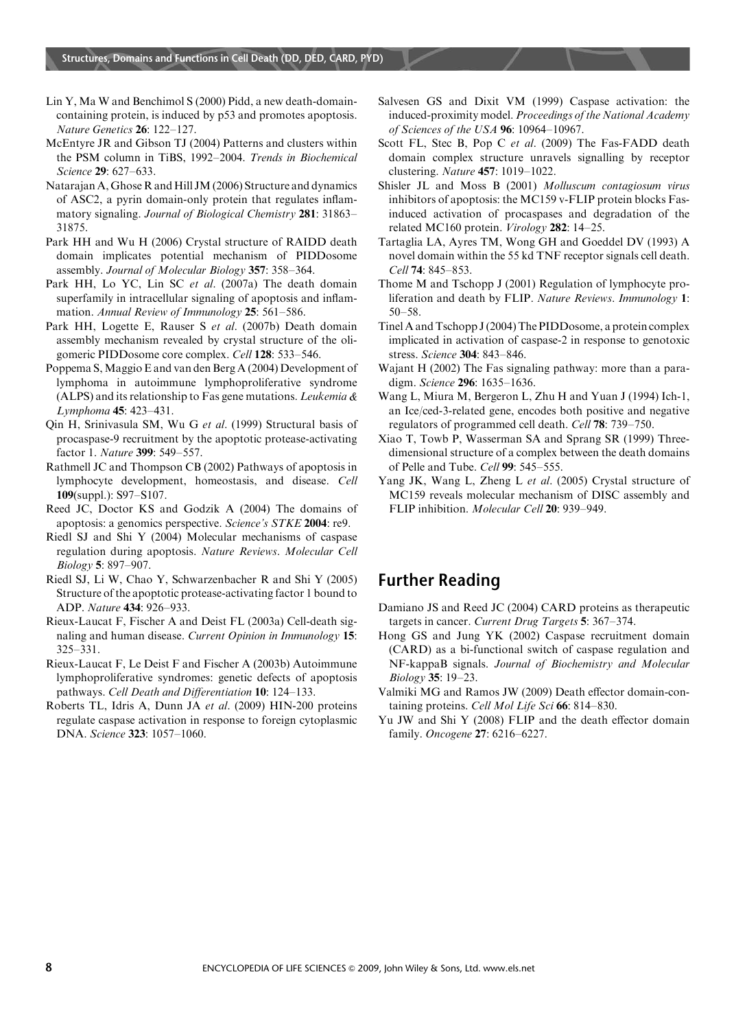Lin Y, Ma W and Benchimol S (2000) Pidd, a new death-domain-containing protein, is induced by p53 and promotes apoptosis. *Nature Genetics* **26**: 122–127.

McEntyre JR and Gibson TJ (2004) Patterns and clusters within the PSM column in TiBS, 1992–2004. *Trends in Biochemical Science* **29**: 627–633.

Natarajan A, Ghose R and Hill JM (2006) Structure and dynamics of ASC2, a pyrin domain-only protein that regulates inflammatory signaling. *Journal of Biological Chemistry* **281**: 31863–31875.

Park HH and Wu H (2006) Crystal structure of RAIDD death domain implicates potential mechanism of PIDDosome assembly. *Journal of Molecular Biology* **357**: 358–364.

Park HH, Lo YC, Lin SC *et al*. (2007a) The death domain superfamily in intracellular signaling of apoptosis and inflammation. *Annual Review of Immunology* **25**: 561–586.

Park HH, Logette E, Rauser S *et al*. (2007b) Death domain assembly mechanism revealed by crystal structure of the oligomeric PIDDosome core complex. *Cell* **128**: 533–546.

Poppema S, Maggio E and van den Berg A (2004) Development of lymphoma in autoimmune lymphoproliferative syndrome (ALPS) and its relationship to Fas gene mutations. *Leukemia & Lymphoma* **45**: 423–431.

Qin H, Srinivasula SM, Wu G *et al*. (1999) Structural basis of procaspase-9 recruitment by the apoptotic protease-activating factor 1. *Nature* **399**: 549–557.

Rathmell JC and Thompson CB (2002) Pathways of apoptosis in lymphocyte development, homeostasis, and disease. *Cell* **109**(suppl.): S97–S107.

Reed JC, Doctor KS and Godzik A (2004) The domains of apoptosis: a genomics perspective. *Science's STKE* **2004**: re9.

Riedl SJ and Shi Y (2004) Molecular mechanisms of caspase regulation during apoptosis. *Nature Reviews. Molecular Cell Biology* **5**: 897–907.

Riedl SJ, Li W, Chao Y, Schwarzenbacher R and Shi Y (2005) Structure of the apoptotic protease-activating factor 1 bound to ADP. *Nature* **434**: 926–933.

Rieux-Laucat F, Fischer A and Deist FL (2003a) Cell-death signaling and human disease. *Current Opinion in Immunology* **15**: 325–331.

Rieux-Laucat F, Le Deist F and Fischer A (2003b) Autoimmune lymphoproliferative syndromes: genetic defects of apoptosis pathways. *Cell Death and Differentiation* **10**: 124–133.

Roberts TL, Idris A, Dunn JA *et al*. (2009) HIN-200 proteins regulate caspase activation in response to foreign cytoplasmic DNA. *Science* **323**: 1057–1060.

Salvesen GS and Dixit VM (1999) Caspase activation: the induced-proximity model. *Proceedings of the National Academy of Sciences of the USA* **96**: 10964–10967.

Scott FL, Stec B, Pop C *et al*. (2009) The Fas-FADD death domain complex structure unravels signalling by receptor clustering. *Nature* **457**: 1019–1022.

Shisler JL and Moss B (2001) *Molluscum contagiosum virus* inhibitors of apoptosis: the MC159 v-FLIP protein blocks Fas-induced activation of procaspases and degradation of the related MC160 protein. *Virology* **282**: 14–25.

Tartaglia LA, Ayres TM, Wong GH and Goeddel DV (1993) A novel domain within the 55 kd TNF receptor signals cell death. *Cell* **74**: 845–853.

Thome M and Tschopp J (2001) Regulation of lymphocyte proliferation and death by FLIP. *Nature Reviews. Immunology* **1**: 50–58.

Tinel A and Tschopp J (2004) The PIDDosome, a protein complex implicated in activation of caspase-2 in response to genotoxic stress. *Science* **304**: 843–846.

Wajant H (2002) The Fas signaling pathway: more than a paradigm. *Science* **296**: 1635–1636.

Wang L, Miura M, Bergeron L, Zhu H and Yuan J (1994) Ich-1, an Ice/ced-3-related gene, encodes both positive and negative regulators of programmed cell death. *Cell* **78**: 739–750.

Xiao T, Towb P, Wasserman SA and Sprang SR (1999) Three-dimensional structure of a complex between the death domains of Pelle and Tube. *Cell* **99**: 545–555.

Yang JK, Wang L, Zheng L *et al*. (2005) Crystal structure of MC159 reveals molecular mechanism of DISC assembly and FLIP inhibition. *Molecular Cell* **20**: 939–949.

## Further Reading

Damiano JS and Reed JC (2004) CARD proteins as therapeutic targets in cancer. *Current Drug Targets* **5**: 367–374.

Hong GS and Jung YK (2002) Caspase recruitment domain (CARD) as a bi-functional switch of caspase regulation and NF-kappaB signals. *Journal of Biochemistry and Molecular Biology* **35**: 19–23.

Valmiki MG and Ramos JW (2009) Death effector domain-containing proteins. *Cell Mol Life Sci* **66**: 814–830.

Yu JW and Shi Y (2008) FLIP and the death effector domain family. *Oncogene* **27**: 6216–6227.